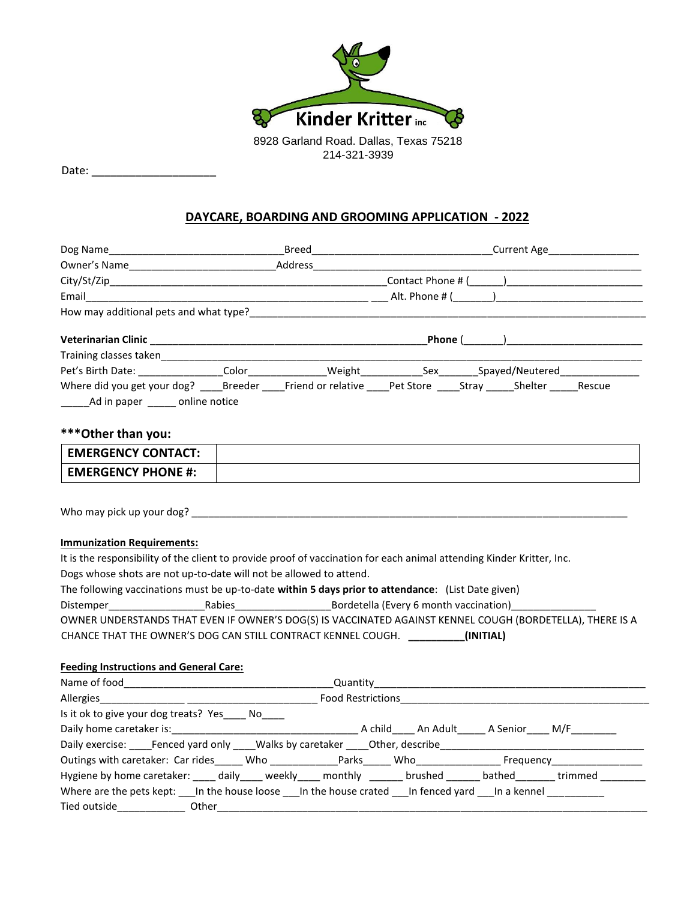Kinder Kritter inc

8928 Garland Road. Dallas, Texas 75218
214-321-3939

Date: ____________________

## DAYCARE, BOARDING AND GROOMING APPLICATION - 2022

Dog Name_______________________________Breed_______________________________Current Age________________

Owner's Name_________________________Address_____________________________________________________

City/St/Zip_________________________________________________Contact Phone # (______)_______________________

Email____________________________________________________ ___ Alt. Phone # (_______)_________________________

How may additional pets and what type?______________________________________________________________________

**Veterinarian Clinic** ________________________________________________**Phone** (_______)_______________________

Training classes taken_________________________________________________________________________________

Pet's Birth Date: _______________Color______________Weight___________Sex_______Spayed/Neutered______________

Where did you get your dog? ____Breeder ____Friend or relative ____Pet Store ____Stray _____Shelter _____Rescue

_____Ad in paper _____ online notice

### ***Other than you:

| **EMERGENCY CONTACT:** | |
|---|---|
| **EMERGENCY PHONE #:** | |

Who may pick up your dog? ____________________________________________________________________________

**Immunization Requirements:**

It is the responsibility of the client to provide proof of vaccination for each animal attending Kinder Kritter, Inc.

Dogs whose shots are not up-to-date will not be allowed to attend.

The following vaccinations must be up-to-date **within 5 days prior to attendance**: (List Date given)

Distemper_________________Rabies_________________Bordetella (Every 6 month vaccination)_______________

OWNER UNDERSTANDS THAT EVEN IF OWNER'S DOG(S) IS VACCINATED AGAINST KENNEL COUGH (BORDETELLA), THERE IS A CHANCE THAT THE OWNER'S DOG CAN STILL CONTRACT KENNEL COUGH. **__________(INITIAL)**

**Feeding Instructions and General Care:**

Name of food____________________________________Quantity_________________________________________________

Allergies_______________ _______________________ Food Restrictions_____________________________________________

Is it ok to give your dog treats? Yes____ No____

Daily home caretaker is:_________________________________ A child____ An Adult_____ A Senior____ M/F________

Daily exercise: ____Fenced yard only ____Walks by caretaker ____Other, describe_____________________________________

Outings with caretaker: Car rides_____ Who ____________Parks_____ Who_______________ Frequency________________

Hygiene by home caretaker: ____ daily____ weekly____ monthly ______ brushed ______ bathed_______ trimmed ________

Where are the pets kept: ___In the house loose ___In the house crated ___In fenced yard ___In a kennel __________

Tied outside____________ Other_____________________________________________________________________________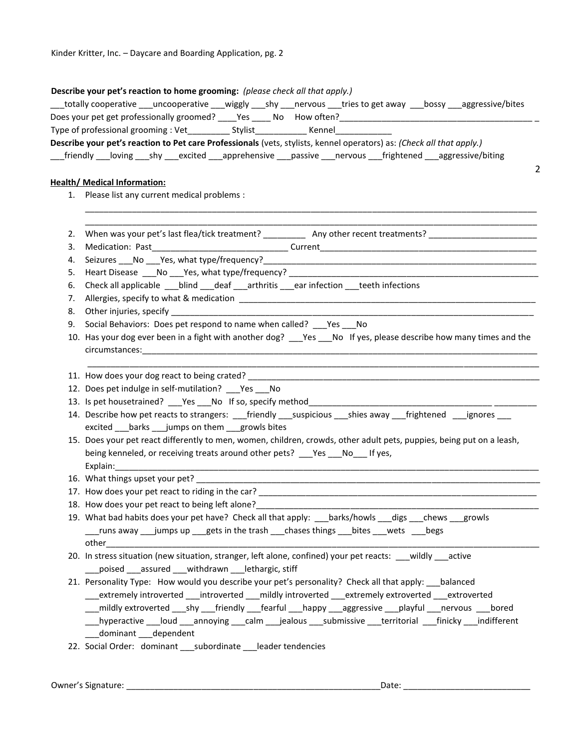**Describe your pet's reaction to home grooming:** *(please check all that apply.)*
___totally cooperative ___uncooperative ___wiggly ___shy ___nervous ___tries to get away ___bossy ___aggressive/bites

Does your pet get professionally groomed? ____Yes ____ No How often?___________________________________________ _

Type of professional grooming : Vet_________ Stylist___________ Kennel____________

**Describe your pet's reaction to Pet care Professionals** (vets, stylists, kennel operators) as: *(Check all that apply.)*
___friendly ___loving ___shy ___excited ___apprehensive ___passive ___nervous ___frightened ___aggressive/biting

**Health/ Medical Information:**

1. Please list any current medical problems :
   _____________________________________________________________________________________________
   _____________________________________________________________________________________________
2. When was your pet's last flea/tick treatment? _________ Any other recent treatments? _______________________
3. Medication: Past_____________________________ Current________________________________________________
4. Seizures ___No ___Yes, what type/frequency?_____________________________________________________________
5. Heart Disease ___No ___Yes, what type/frequency? _______________________________________________________
6. Check all applicable ___blind ___deaf ___arthritis ___ear infection ___teeth infections
7. Allergies, specify to what & medication __________________________________________________________________
8. Other injuries, specify ___________________________________________________________________________________
9. Social Behaviors: Does pet respond to name when called? ___Yes ___No
10. Has your dog ever been in a fight with another dog? ___Yes ___No If yes, please describe how many times and the circumstances:_____________________________________________________________________________________
    _____________________________________________________________________________________________
11. How does your dog react to being crated? ______________________________________________________________
12. Does pet indulge in self-mutilation? ___Yes ___No
13. Is pet housetrained? ___Yes ___No If so, specify method________________________________________ _________
14. Describe how pet reacts to strangers: ___friendly ___suspicious ___shies away ___frightened ___ignores ___ excited ___barks ___jumps on them ___growls bites
15. Does your pet react differently to men, women, children, crowds, other adult pets, puppies, being put on a leash, being kenneled, or receiving treats around other pets? ___Yes ___No___ If yes, Explain:_____________________________________________________________________________________
16. What things upset your pet? _________________________________________________________________________
17. How does your pet react to riding in the car? _________________________________________________________
18. How does your pet react to being left alone?__________________________________________________________
19. What bad habits does your pet have? Check all that apply: ___barks/howls ___digs ___chews ___growls ___runs away ___jumps up ___gets in the trash ___chases things ___bites ___wets ___begs other_____________________________________________________________________________________________
20. In stress situation (new situation, stranger, left alone, confined) your pet reacts: ___wildly ___active ___poised ___assured ___withdrawn ___lethargic, stiff
21. Personality Type: How would you describe your pet's personality? Check all that apply: ___balanced ___extremely introverted ___introverted ___mildly introverted ___extremely extroverted ___extroverted ___mildly extroverted ___shy ___friendly ___fearful ___happy ___aggressive ___playful ___nervous ___bored ___hyperactive ___loud ___annoying ___calm ___jealous ___submissive ___territorial ___finicky ___indifferent ___dominant ___dependent
22. Social Order: dominant ___subordinate ___leader tendencies

Owner's Signature: ______________________________________________________Date: ___________________________